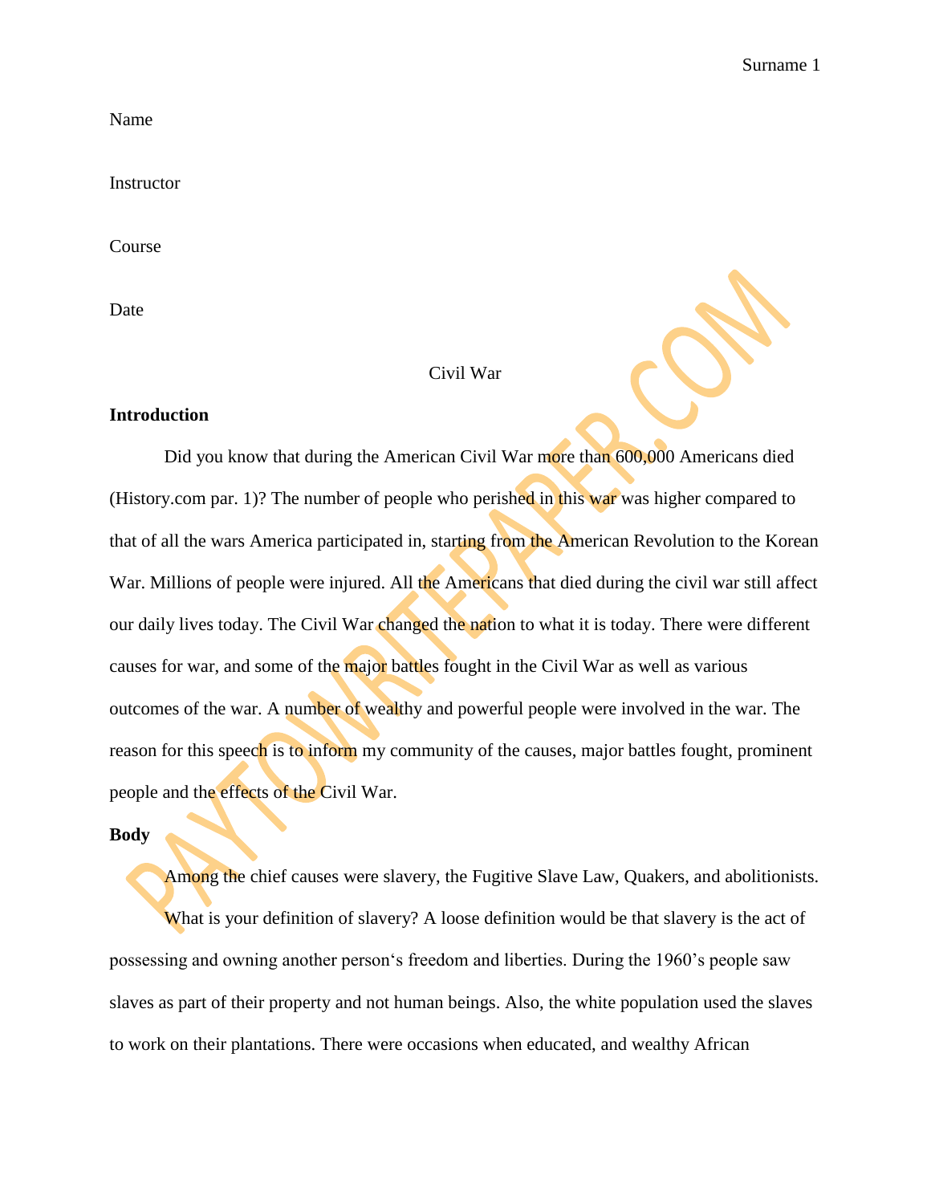Name

Instructor

Course

Date

Civil War

**Introduction**

Did you know that during the American Civil War more than 600,000 Americans died (History.com par. 1)? The number of people who perished in this war was higher compared to that of all the wars America participated in, starting from the American Revolution to the Korean War. Millions of people were injured. All the Americans that died during the civil war still affect our daily lives today. The Civil War changed the nation to what it is today. There were different causes for war, and some of the major battles fought in the Civil War as well as various outcomes of the war. A number of wealthy and powerful people were involved in the war. The reason for this speech is to inform my community of the causes, major battles fought, prominent people and the effects of the Civil War.

**Body**

Among the chief causes were slavery, the Fugitive Slave Law, Quakers, and abolitionists.

What is your definition of slavery? A loose definition would be that slavery is the act of possessing and owning another person's freedom and liberties. During the 1960's people saw slaves as part of their property and not human beings. Also, the white population used the slaves to work on their plantations. There were occasions when educated, and wealthy African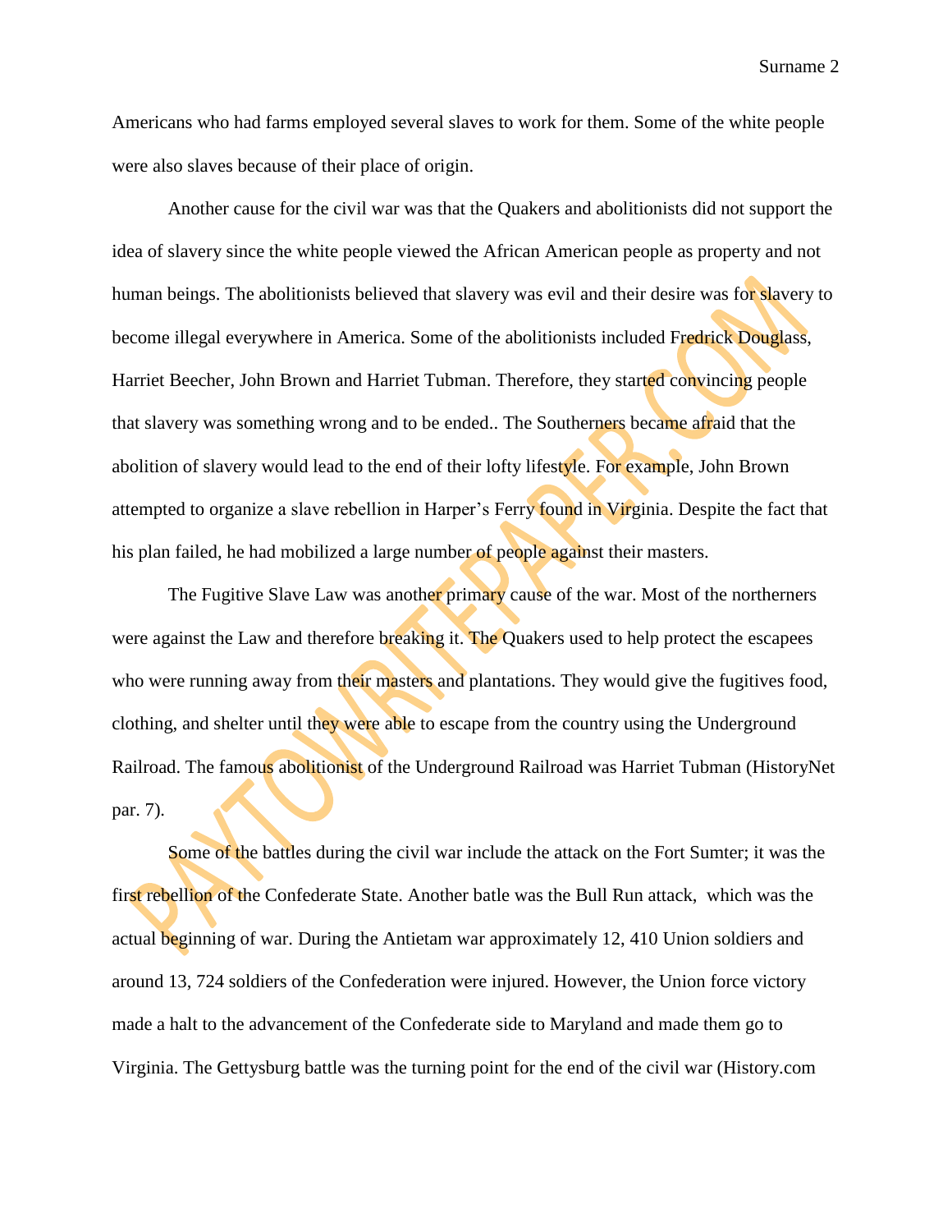Americans who had farms employed several slaves to work for them. Some of the white people were also slaves because of their place of origin.

Another cause for the civil war was that the Quakers and abolitionists did not support the idea of slavery since the white people viewed the African American people as property and not human beings. The abolitionists believed that slavery was evil and their desire was for slavery to become illegal everywhere in America. Some of the abolitionists included Fredrick Douglass, Harriet Beecher, John Brown and Harriet Tubman. Therefore, they started convincing people that slavery was something wrong and to be ended.. The Southerners became afraid that the abolition of slavery would lead to the end of their lofty lifestyle. For example, John Brown attempted to organize a slave rebellion in Harper's Ferry found in Virginia. Despite the fact that his plan failed, he had mobilized a large number of people against their masters.

The Fugitive Slave Law was another primary cause of the war. Most of the northerners were against the Law and therefore breaking it. The Quakers used to help protect the escapees who were running away from their masters and plantations. They would give the fugitives food, clothing, and shelter until they were able to escape from the country using the Underground Railroad. The famous abolitionist of the Underground Railroad was Harriet Tubman (HistoryNet par. 7).

Some of the battles during the civil war include the attack on the Fort Sumter; it was the first rebellion of the Confederate State. Another batle was the Bull Run attack, which was the actual beginning of war. During the Antietam war approximately 12, 410 Union soldiers and around 13, 724 soldiers of the Confederation were injured. However, the Union force victory made a halt to the advancement of the Confederate side to Maryland and made them go to Virginia. The Gettysburg battle was the turning point for the end of the civil war (History.com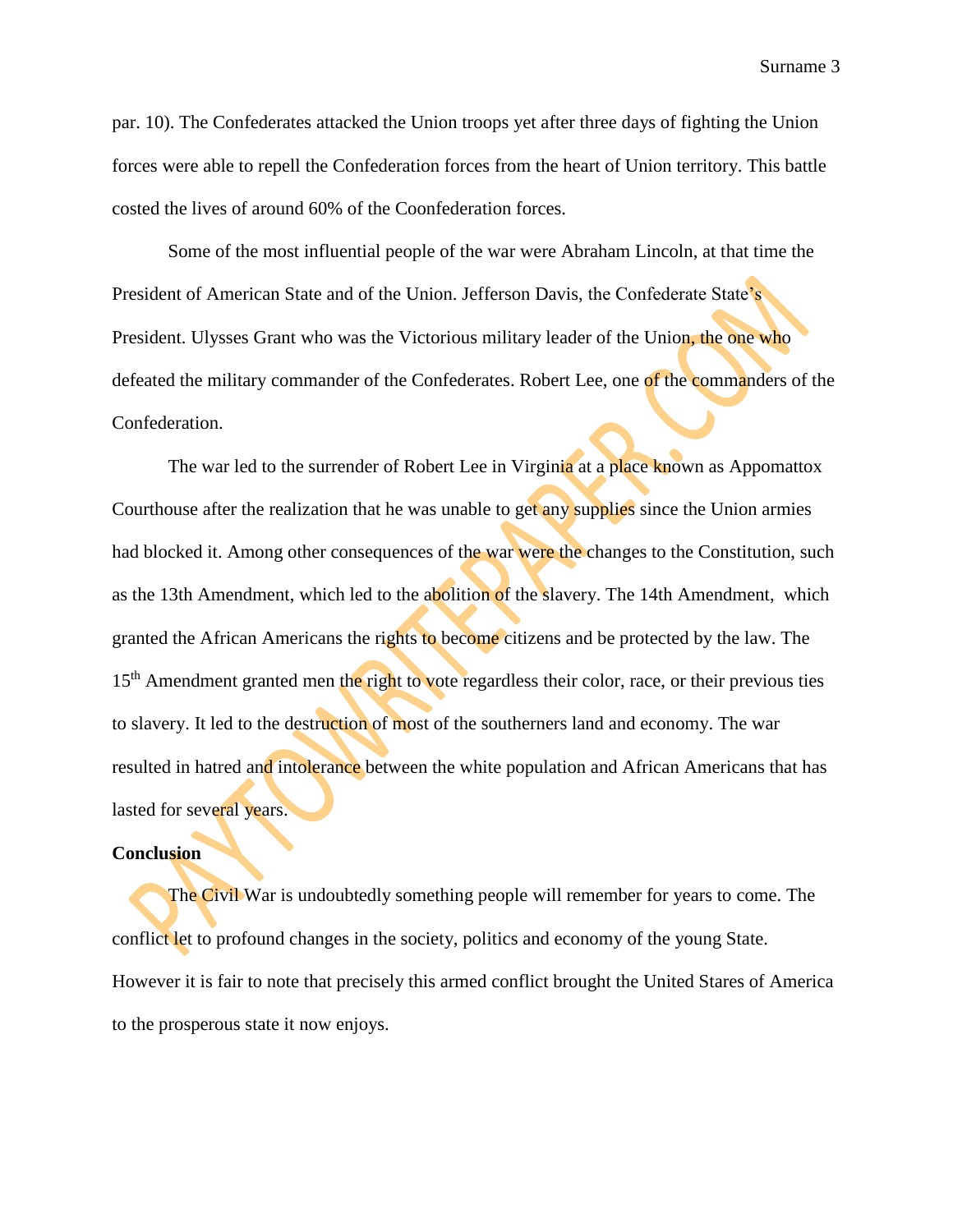par. 10). The Confederates attacked the Union troops yet after three days of fighting the Union forces were able to repell the Confederation forces from the heart of Union territory. This battle costed the lives of around 60% of the Coonfederation forces.

Some of the most influential people of the war were Abraham Lincoln, at that time the President of American State and of the Union. Jefferson Davis, the Confederate State's President. Ulysses Grant who was the Victorious military leader of the Union, the one who defeated the military commander of the Confederates. Robert Lee, one of the commanders of the Confederation.

The war led to the surrender of Robert Lee in Virginia at a place known as Appomattox Courthouse after the realization that he was unable to get any supplies since the Union armies had blocked it. Among other consequences of the war were the changes to the Constitution, such as the 13th Amendment, which led to the abolition of the slavery. The 14th Amendment, which granted the African Americans the rights to become citizens and be protected by the law. The 15th Amendment granted men the right to vote regardless their color, race, or their previous ties to slavery. It led to the destruction of most of the southerners land and economy. The war resulted in hatred and intolerance between the white population and African Americans that has lasted for several years.

**Conclusion**

The Civil War is undoubtedly something people will remember for years to come. The conflict let to profound changes in the society, politics and economy of the young State. However it is fair to note that precisely this armed conflict brought the United Stares of America to the prosperous state it now enjoys.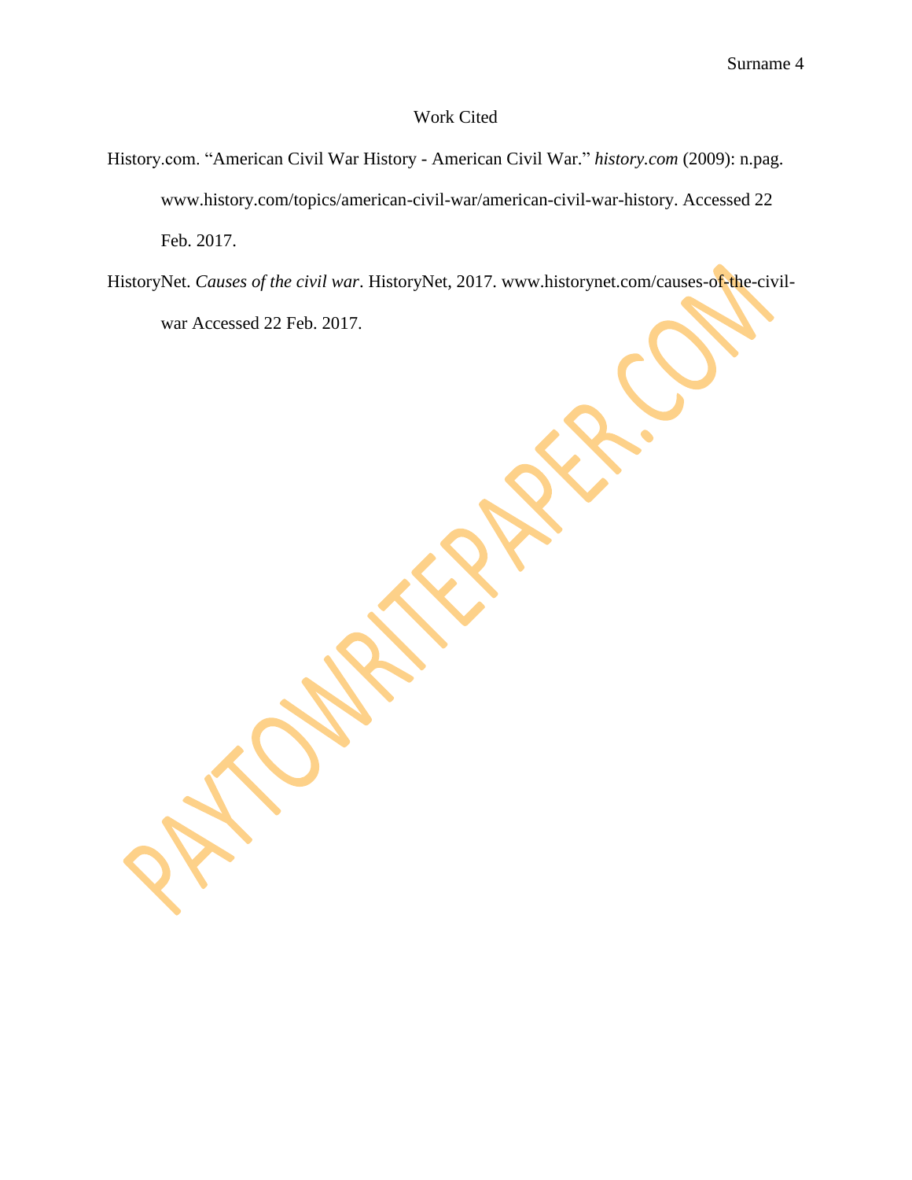# Work Cited

History.com. "American Civil War History - American Civil War." *history.com* (2009): n.pag. www.history.com/topics/american-civil-war/american-civil-war-history. Accessed 22 Feb. 2017.

HistoryNet. *Causes of the civil war*. HistoryNet, 2017. www.historynet.com/causes-of-the-civil-war Accessed 22 Feb. 2017.